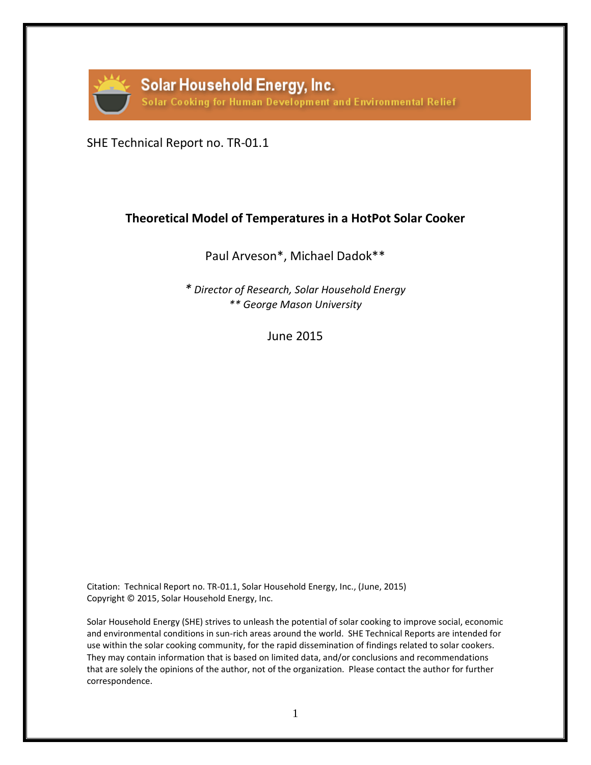Solar Household Energy, Inc.
Solar Cooking for Human Development and Environmental Relief

SHE Technical Report no. TR-01.1

# Theoretical Model of Temperatures in a HotPot Solar Cooker

Paul Arveson*, Michael Dadok**

*\* Director of Research, Solar Household Energy*
*\*\* George Mason University*

June 2015

Citation: Technical Report no. TR-01.1, Solar Household Energy, Inc., (June, 2015)
Copyright © 2015, Solar Household Energy, Inc.

Solar Household Energy (SHE) strives to unleash the potential of solar cooking to improve social, economic and environmental conditions in sun-rich areas around the world. SHE Technical Reports are intended for use within the solar cooking community, for the rapid dissemination of findings related to solar cookers. They may contain information that is based on limited data, and/or conclusions and recommendations that are solely the opinions of the author, not of the organization. Please contact the author for further correspondence.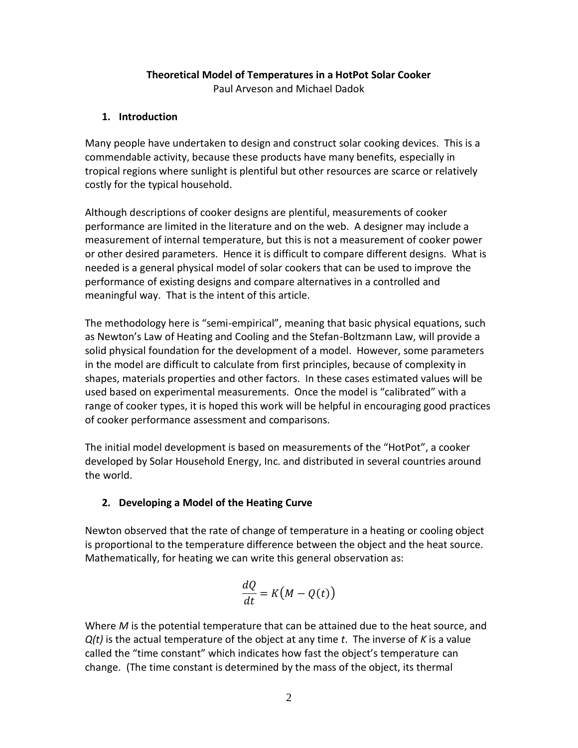## Theoretical Model of Temperatures in a HotPot Solar Cooker

**Paul Arveson and Michael Dadok**

### 1. Introduction

Many people have undertaken to design and construct solar cooking devices. This is a commendable activity, because these products have many benefits, especially in tropical regions where sunlight is plentiful but other resources are scarce or relatively costly for the typical household.

Although descriptions of cooker designs are plentiful, measurements of cooker performance are limited in the literature and on the web. A designer may include a measurement of internal temperature, but this is not a measurement of cooker power or other desired parameters. Hence it is difficult to compare different designs. What is needed is a general physical model of solar cookers that can be used to improve the performance of existing designs and compare alternatives in a controlled and meaningful way. That is the intent of this article.

The methodology here is "semi-empirical", meaning that basic physical equations, such as Newton's Law of Heating and Cooling and the Stefan-Boltzmann Law, will provide a solid physical foundation for the development of a model. However, some parameters in the model are difficult to calculate from first principles, because of complexity in shapes, materials properties and other factors. In these cases estimated values will be used based on experimental measurements. Once the model is "calibrated" with a range of cooker types, it is hoped this work will be helpful in encouraging good practices of cooker performance assessment and comparisons.

The initial model development is based on measurements of the "HotPot", a cooker developed by Solar Household Energy, Inc. and distributed in several countries around the world.

### 2. Developing a Model of the Heating Curve

Newton observed that the rate of change of temperature in a heating or cooling object is proportional to the temperature difference between the object and the heat source. Mathematically, for heating we can write this general observation as:

$$\frac{dQ}{dt} = K\big(M - Q(t)\big)$$

Where $M$ is the potential temperature that can be attained due to the heat source, and $Q(t)$ is the actual temperature of the object at any time $t$. The inverse of $K$ is a value called the "time constant" which indicates how fast the object's temperature can change. (The time constant is determined by the mass of the object, its thermal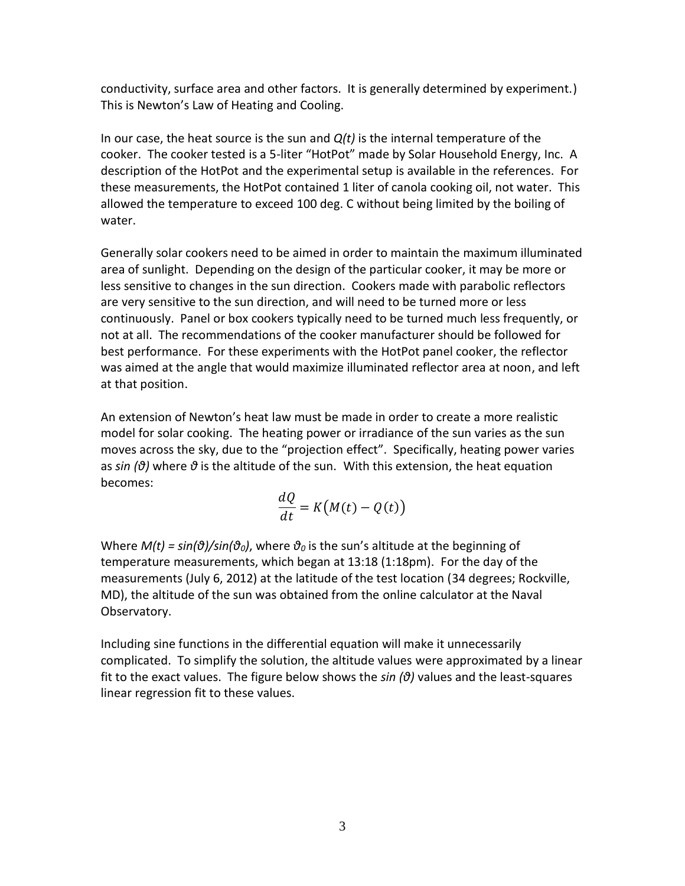conductivity, surface area and other factors. It is generally determined by experiment.) This is Newton's Law of Heating and Cooling.

In our case, the heat source is the sun and $Q(t)$ is the internal temperature of the cooker. The cooker tested is a 5-liter "HotPot" made by Solar Household Energy, Inc. A description of the HotPot and the experimental setup is available in the references. For these measurements, the HotPot contained 1 liter of canola cooking oil, not water. This allowed the temperature to exceed 100 deg. C without being limited by the boiling of water.

Generally solar cookers need to be aimed in order to maintain the maximum illuminated area of sunlight. Depending on the design of the particular cooker, it may be more or less sensitive to changes in the sun direction. Cookers made with parabolic reflectors are very sensitive to the sun direction, and will need to be turned more or less continuously. Panel or box cookers typically need to be turned much less frequently, or not at all. The recommendations of the cooker manufacturer should be followed for best performance. For these experiments with the HotPot panel cooker, the reflector was aimed at the angle that would maximize illuminated reflector area at noon, and left at that position.

An extension of Newton's heat law must be made in order to create a more realistic model for solar cooking. The heating power or irradiance of the sun varies as the sun moves across the sky, due to the "projection effect". Specifically, heating power varies as $\sin(\vartheta)$ where $\vartheta$ is the altitude of the sun. With this extension, the heat equation becomes:

$$\frac{dQ}{dt} = K\big(M(t) - Q(t)\big)$$

Where $M(t) = \sin(\vartheta)/\sin(\vartheta_0)$, where $\vartheta_0$ is the sun's altitude at the beginning of temperature measurements, which began at 13:18 (1:18pm). For the day of the measurements (July 6, 2012) at the latitude of the test location (34 degrees; Rockville, MD), the altitude of the sun was obtained from the online calculator at the Naval Observatory.

Including sine functions in the differential equation will make it unnecessarily complicated. To simplify the solution, the altitude values were approximated by a linear fit to the exact values. The figure below shows the $\sin(\vartheta)$ values and the least-squares linear regression fit to these values.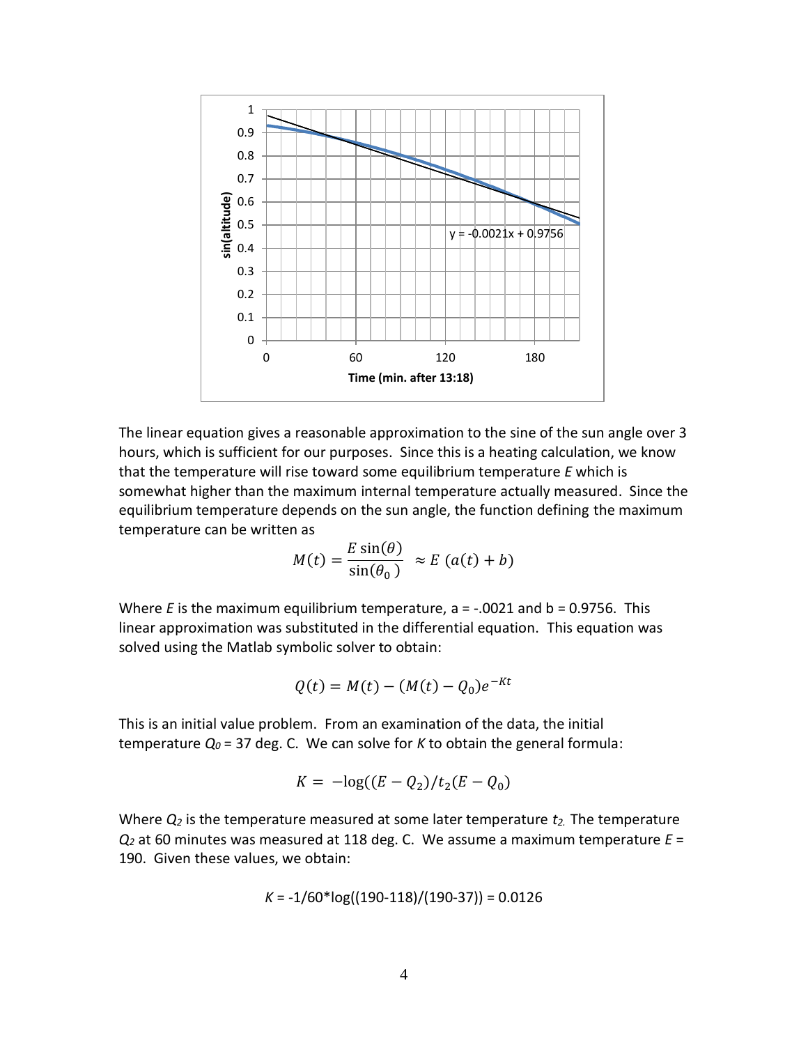The linear equation gives a reasonable approximation to the sine of the sun angle over 3 hours, which is sufficient for our purposes. Since this is a heating calculation, we know that the temperature will rise toward some equilibrium temperature *E* which is somewhat higher than the maximum internal temperature actually measured. Since the equilibrium temperature depends on the sun angle, the function defining the maximum temperature can be written as

$$M(t) = \frac{E \sin(\theta)}{\sin(\theta_0)} \approx E\ (a(t) + b)$$

Where *E* is the maximum equilibrium temperature, a = -.0021 and b = 0.9756. This linear approximation was substituted in the differential equation. This equation was solved using the Matlab symbolic solver to obtain:

$$Q(t) = M(t) - (M(t) - Q_0)e^{-Kt}$$

This is an initial value problem. From an examination of the data, the initial temperature $Q_0$ = 37 deg. C. We can solve for *K* to obtain the general formula:

$$K = -\log((E - Q_2)/t_2(E - Q_0)$$

Where $Q_2$ is the temperature measured at some later temperature $t_2$. The temperature $Q_2$ at 60 minutes was measured at 118 deg. C. We assume a maximum temperature *E* = 190. Given these values, we obtain:

*K* = -1/60*log((190-118)/(190-37)) = 0.0126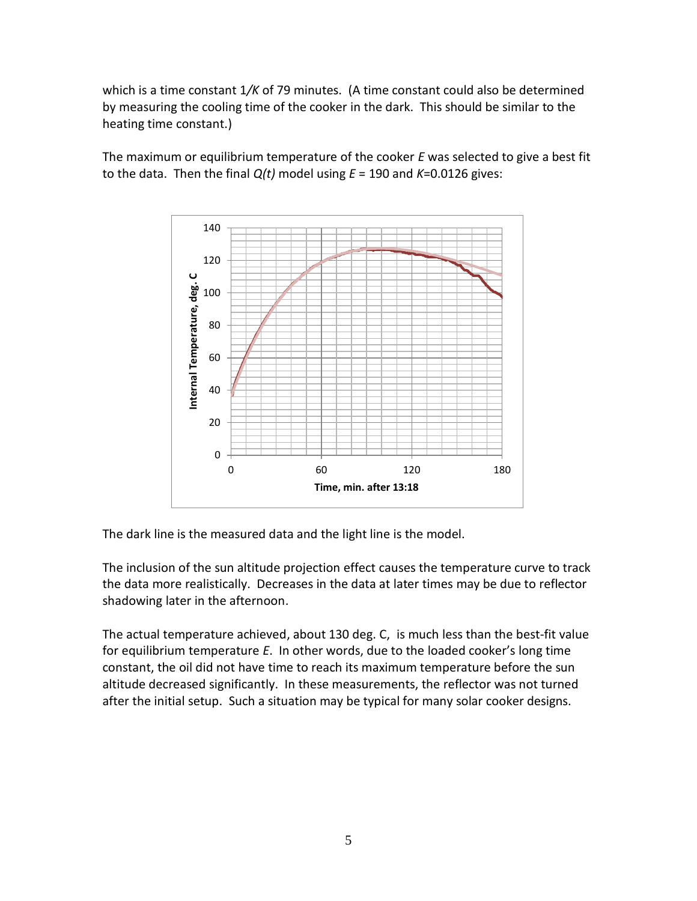which is a time constant $1/K$ of 79 minutes. (A time constant could also be determined by measuring the cooling time of the cooker in the dark. This should be similar to the heating time constant.)

The maximum or equilibrium temperature of the cooker $E$ was selected to give a best fit to the data. Then the final $Q(t)$ model using $E$ = 190 and $K$=0.0126 gives:

Internal Temperature, deg. C

140
120
100
80
60
40
20
0

0
60
120
180

Time, min. after 13:18

The dark line is the measured data and the light line is the model.

The inclusion of the sun altitude projection effect causes the temperature curve to track the data more realistically. Decreases in the data at later times may be due to reflector shadowing later in the afternoon.

The actual temperature achieved, about 130 deg. C, is much less than the best-fit value for equilibrium temperature $E$. In other words, due to the loaded cooker's long time constant, the oil did not have time to reach its maximum temperature before the sun altitude decreased significantly. In these measurements, the reflector was not turned after the initial setup. Such a situation may be typical for many solar cooker designs.